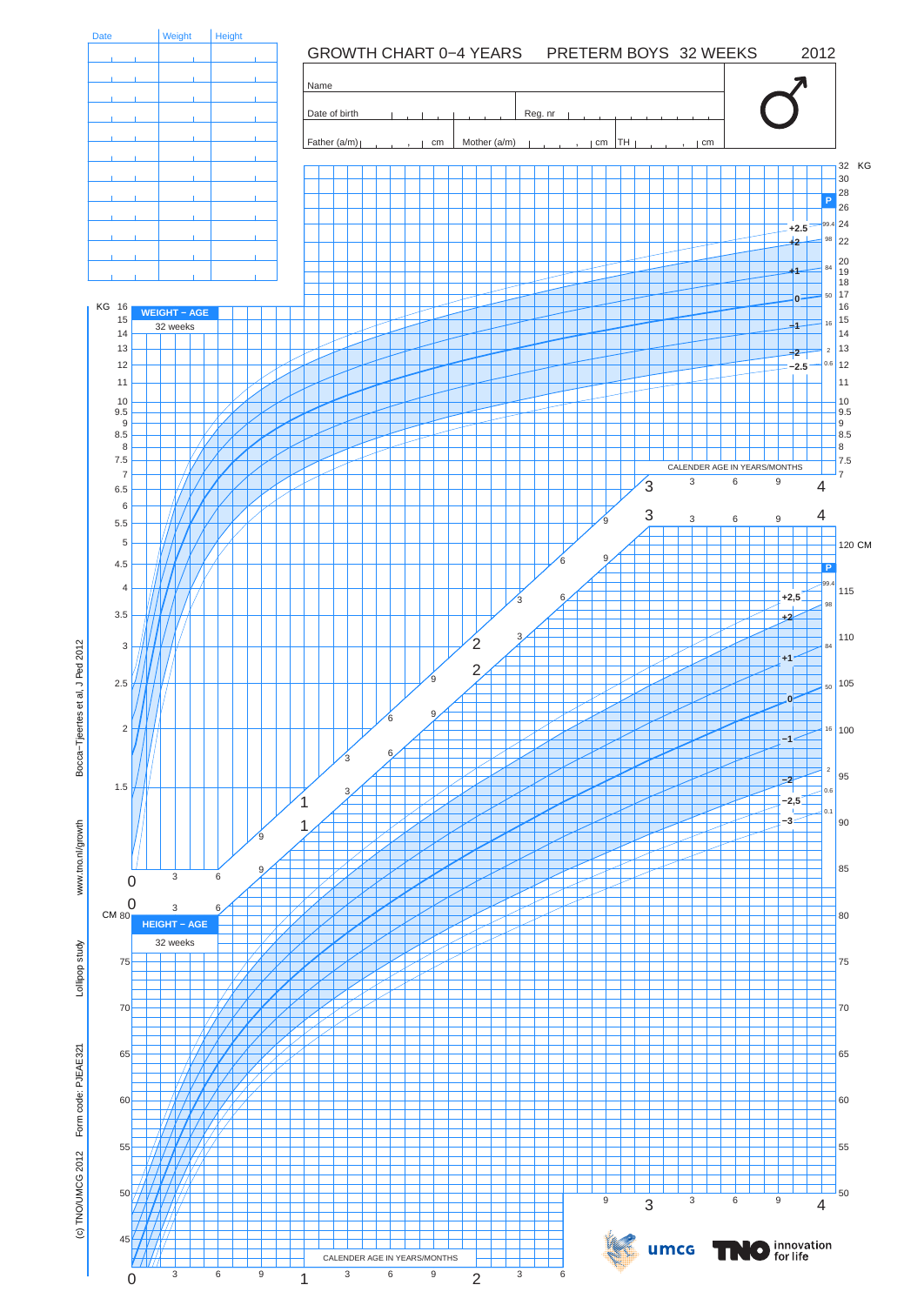# GROWTH CHART 0−4 YEARS PRETERM BOYS 32 WEEKS 2012

| Date | Weight | Height |
|---|---|---|
| | | |
| | | |
| | | |
| | | |
| | | |
| | | |
| | | |
| | | |
| | | |
| | | |
| | | |
| | | |

Name

Date of birth Reg. nr

Father (a/m) cm Mother (a/m) cm TH cm

## WEIGHT − AGE

32 weeks

KG

CALENDER AGE IN YEARS/MONTHS

## HEIGHT − AGE

32 weeks

CM

CALENDER AGE IN YEARS/MONTHS

Bocca−Tjeertes et al, J Ped 2012

www.tno.nl/growth

Lollipop study

Form code: PJEAE321

(c) TNO/UMCG 2012

umcg

TNO innovation for life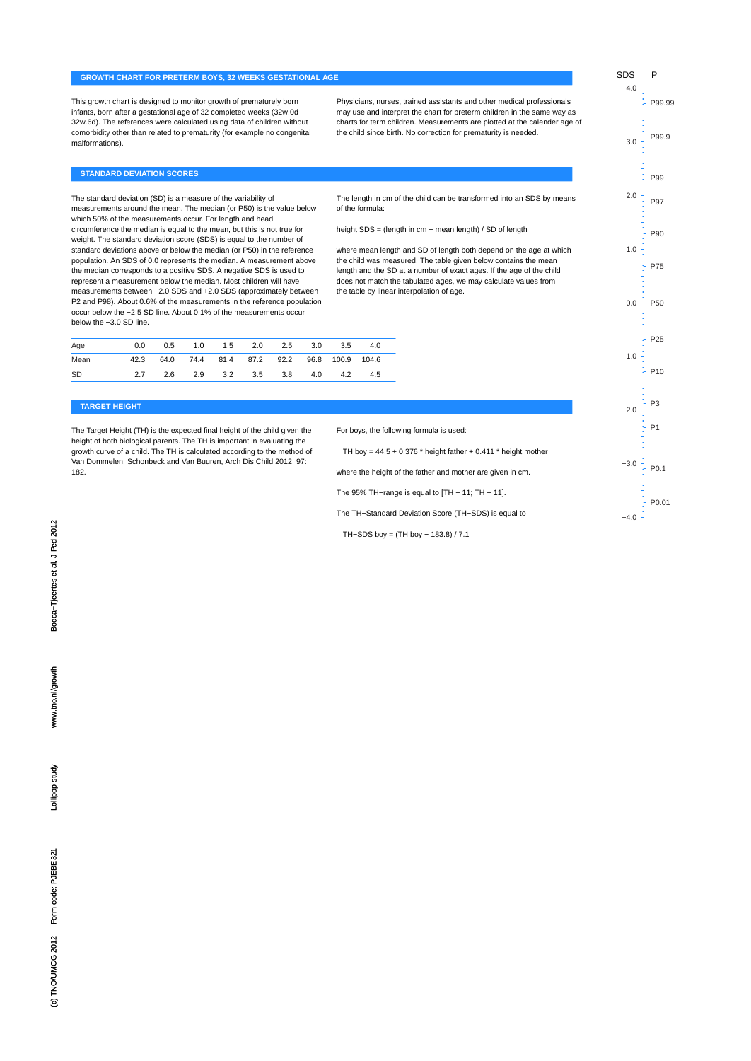## GROWTH CHART FOR PRETERM BOYS, 32 WEEKS GESTATIONAL AGE

This growth chart is designed to monitor growth of prematurely born infants, born after a gestational age of 32 completed weeks (32w.0d − 32w.6d). The references were calculated using data of children without comorbidity other than related to prematurity (for example no congenital malformations).

Physicians, nurses, trained assistants and other medical professionals may use and interpret the chart for preterm children in the same way as charts for term children. Measurements are plotted at the calender age of the child since birth. No correction for prematurity is needed.

## STANDARD DEVIATION SCORES

The standard deviation (SD) is a measure of the variability of measurements around the mean. The median (or P50) is the value below which 50% of the measurements occur. For length and head circumference the median is equal to the mean, but this is not true for weight. The standard deviation score (SDS) is equal to the number of standard deviations above or below the median (or P50) in the reference population. An SDS of 0.0 represents the median. A measurement above the median corresponds to a positive SDS. A negative SDS is used to represent a measurement below the median. Most children will have measurements between −2.0 SDS and +2.0 SDS (approximately between P2 and P98). About 0.6% of the measurements in the reference population occur below the −2.5 SD line. About 0.1% of the measurements occur below the −3.0 SD line.

The length in cm of the child can be transformed into an SDS by means of the formula:

height SDS = (length in cm − mean length) / SD of length

where mean length and SD of length both depend on the age at which the child was measured. The table given below contains the mean length and the SD at a number of exact ages. If the age of the child does not match the tabulated ages, we may calculate values from the table by linear interpolation of age.

| Age | 0.0 | 0.5 | 1.0 | 1.5 | 2.0 | 2.5 | 3.0 | 3.5 | 4.0 |
|---|---|---|---|---|---|---|---|---|---|
| Mean | 42.3 | 64.0 | 74.4 | 81.4 | 87.2 | 92.2 | 96.8 | 100.9 | 104.6 |
| SD | 2.7 | 2.6 | 2.9 | 3.2 | 3.5 | 3.8 | 4.0 | 4.2 | 4.5 |

## TARGET HEIGHT

The Target Height (TH) is the expected final height of the child given the height of both biological parents. The TH is important in evaluating the growth curve of a child. The TH is calculated according to the method of Van Dommelen, Schonbeck and Van Buuren, Arch Dis Child 2012, 97: 182.

For boys, the following formula is used:

TH boy = 44.5 + 0.376 * height father + 0.411 * height mother

where the height of the father and mother are given in cm.

The 95% TH−range is equal to [TH − 11; TH + 11].

The TH−Standard Deviation Score (TH−SDS) is equal to

TH−SDS boy = (TH boy − 183.8) / 7.1

SDS P
4.0
P99.99
3.0
P99.9
P99
2.0
P97
P90
1.0
P75
0.0
P50
P25
−1.0
P10
P3
−2.0
P1
−3.0
P0.1
P0.01
−4.0

(c) TNO/UMCG 2012 Form code: PJEBE321 Lollipop study www.tno.nl/growth Bocca−Tjeertes et al, J Ped 2012